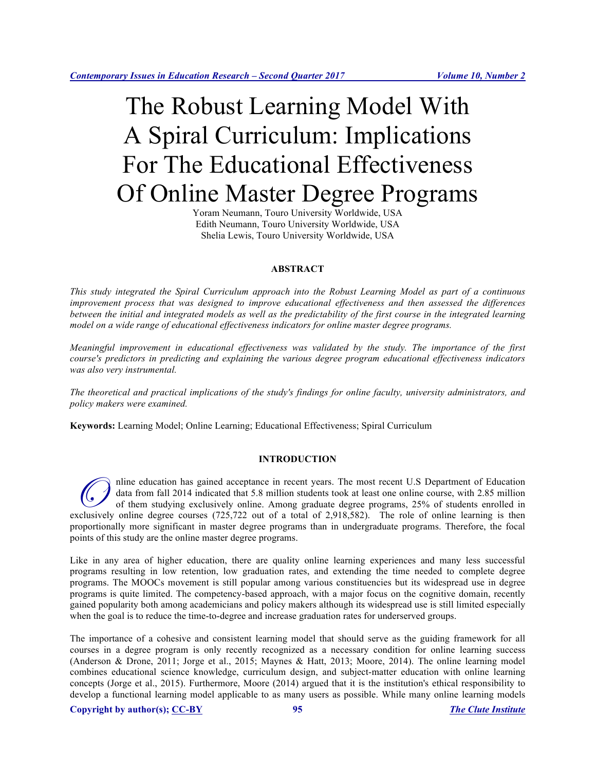# The Robust Learning Model With A Spiral Curriculum: Implications For The Educational Effectiveness Of Online Master Degree Programs

Yoram Neumann, Touro University Worldwide, USA
Edith Neumann, Touro University Worldwide, USA
Shelia Lewis, Touro University Worldwide, USA

## ABSTRACT

*This study integrated the Spiral Curriculum approach into the Robust Learning Model as part of a continuous improvement process that was designed to improve educational effectiveness and then assessed the differences between the initial and integrated models as well as the predictability of the first course in the integrated learning model on a wide range of educational effectiveness indicators for online master degree programs.*

*Meaningful improvement in educational effectiveness was validated by the study. The importance of the first course's predictors in predicting and explaining the various degree program educational effectiveness indicators was also very instrumental.*

*The theoretical and practical implications of the study's findings for online faculty, university administrators, and policy makers were examined.*

**Keywords:** Learning Model; Online Learning; Educational Effectiveness; Spiral Curriculum

## INTRODUCTION

Online education has gained acceptance in recent years. The most recent U.S Department of Education data from fall 2014 indicated that 5.8 million students took at least one online course, with 2.85 million of them studying exclusively online. Among graduate degree programs, 25% of students enrolled in exclusively online degree courses (725,722 out of a total of 2,918,582). The role of online learning is then proportionally more significant in master degree programs than in undergraduate programs. Therefore, the focal points of this study are the online master degree programs.

Like in any area of higher education, there are quality online learning experiences and many less successful programs resulting in low retention, low graduation rates, and extending the time needed to complete degree programs. The MOOCs movement is still popular among various constituencies but its widespread use in degree programs is quite limited. The competency-based approach, with a major focus on the cognitive domain, recently gained popularity both among academicians and policy makers although its widespread use is still limited especially when the goal is to reduce the time-to-degree and increase graduation rates for underserved groups.

The importance of a cohesive and consistent learning model that should serve as the guiding framework for all courses in a degree program is only recently recognized as a necessary condition for online learning success (Anderson & Drone, 2011; Jorge et al., 2015; Maynes & Hatt, 2013; Moore, 2014). The online learning model combines educational science knowledge, curriculum design, and subject-matter education with online learning concepts (Jorge et al., 2015). Furthermore, Moore (2014) argued that it is the institution's ethical responsibility to develop a functional learning model applicable to as many users as possible. While many online learning models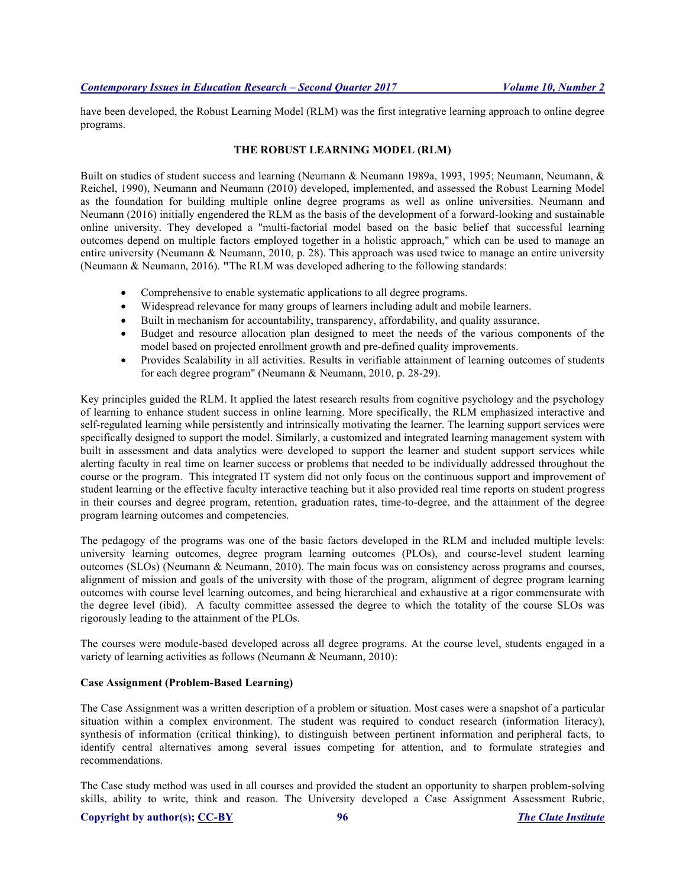have been developed, the Robust Learning Model (RLM) was the first integrative learning approach to online degree programs.

## THE ROBUST LEARNING MODEL (RLM)

Built on studies of student success and learning (Neumann & Neumann 1989a, 1993, 1995; Neumann, Neumann, & Reichel, 1990), Neumann and Neumann (2010) developed, implemented, and assessed the Robust Learning Model as the foundation for building multiple online degree programs as well as online universities. Neumann and Neumann (2016) initially engendered the RLM as the basis of the development of a forward-looking and sustainable online university. They developed a "multi-factorial model based on the basic belief that successful learning outcomes depend on multiple factors employed together in a holistic approach," which can be used to manage an entire university (Neumann & Neumann, 2010, p. 28). This approach was used twice to manage an entire university (Neumann & Neumann, 2016). "The RLM was developed adhering to the following standards:

- Comprehensive to enable systematic applications to all degree programs.
- Widespread relevance for many groups of learners including adult and mobile learners.
- Built in mechanism for accountability, transparency, affordability, and quality assurance.
- Budget and resource allocation plan designed to meet the needs of the various components of the model based on projected enrollment growth and pre-defined quality improvements.
- Provides Scalability in all activities. Results in verifiable attainment of learning outcomes of students for each degree program" (Neumann & Neumann, 2010, p. 28-29).

Key principles guided the RLM. It applied the latest research results from cognitive psychology and the psychology of learning to enhance student success in online learning. More specifically, the RLM emphasized interactive and self-regulated learning while persistently and intrinsically motivating the learner. The learning support services were specifically designed to support the model. Similarly, a customized and integrated learning management system with built in assessment and data analytics were developed to support the learner and student support services while alerting faculty in real time on learner success or problems that needed to be individually addressed throughout the course or the program. This integrated IT system did not only focus on the continuous support and improvement of student learning or the effective faculty interactive teaching but it also provided real time reports on student progress in their courses and degree program, retention, graduation rates, time-to-degree, and the attainment of the degree program learning outcomes and competencies.

The pedagogy of the programs was one of the basic factors developed in the RLM and included multiple levels: university learning outcomes, degree program learning outcomes (PLOs), and course-level student learning outcomes (SLOs) (Neumann & Neumann, 2010). The main focus was on consistency across programs and courses, alignment of mission and goals of the university with those of the program, alignment of degree program learning outcomes with course level learning outcomes, and being hierarchical and exhaustive at a rigor commensurate with the degree level (ibid). A faculty committee assessed the degree to which the totality of the course SLOs was rigorously leading to the attainment of the PLOs.

The courses were module-based developed across all degree programs. At the course level, students engaged in a variety of learning activities as follows (Neumann & Neumann, 2010):

### Case Assignment (Problem-Based Learning)

The Case Assignment was a written description of a problem or situation. Most cases were a snapshot of a particular situation within a complex environment. The student was required to conduct research (information literacy), synthesis of information (critical thinking), to distinguish between pertinent information and peripheral facts, to identify central alternatives among several issues competing for attention, and to formulate strategies and recommendations.

The Case study method was used in all courses and provided the student an opportunity to sharpen problem-solving skills, ability to write, think and reason. The University developed a Case Assignment Assessment Rubric,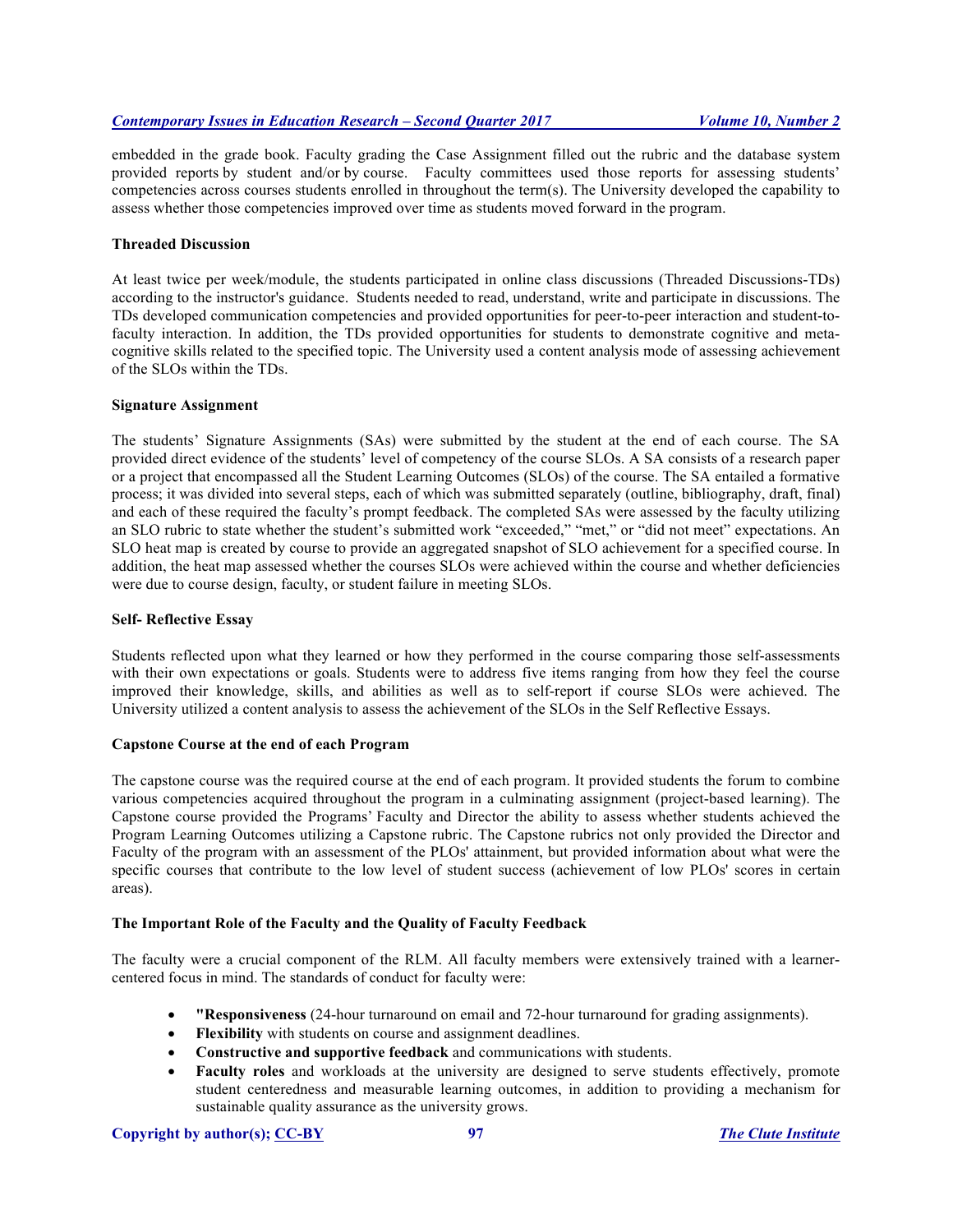embedded in the grade book. Faculty grading the Case Assignment filled out the rubric and the database system provided reports by student and/or by course. Faculty committees used those reports for assessing students' competencies across courses students enrolled in throughout the term(s). The University developed the capability to assess whether those competencies improved over time as students moved forward in the program.

**Threaded Discussion**

At least twice per week/module, the students participated in online class discussions (Threaded Discussions-TDs) according to the instructor's guidance. Students needed to read, understand, write and participate in discussions. The TDs developed communication competencies and provided opportunities for peer-to-peer interaction and student-to-faculty interaction. In addition, the TDs provided opportunities for students to demonstrate cognitive and meta-cognitive skills related to the specified topic. The University used a content analysis mode of assessing achievement of the SLOs within the TDs.

**Signature Assignment**

The students' Signature Assignments (SAs) were submitted by the student at the end of each course. The SA provided direct evidence of the students' level of competency of the course SLOs. A SA consists of a research paper or a project that encompassed all the Student Learning Outcomes (SLOs) of the course. The SA entailed a formative process; it was divided into several steps, each of which was submitted separately (outline, bibliography, draft, final) and each of these required the faculty's prompt feedback. The completed SAs were assessed by the faculty utilizing an SLO rubric to state whether the student's submitted work "exceeded," "met," or "did not meet" expectations. An SLO heat map is created by course to provide an aggregated snapshot of SLO achievement for a specified course. In addition, the heat map assessed whether the courses SLOs were achieved within the course and whether deficiencies were due to course design, faculty, or student failure in meeting SLOs.

**Self- Reflective Essay**

Students reflected upon what they learned or how they performed in the course comparing those self-assessments with their own expectations or goals. Students were to address five items ranging from how they feel the course improved their knowledge, skills, and abilities as well as to self-report if course SLOs were achieved. The University utilized a content analysis to assess the achievement of the SLOs in the Self Reflective Essays.

**Capstone Course at the end of each Program**

The capstone course was the required course at the end of each program. It provided students the forum to combine various competencies acquired throughout the program in a culminating assignment (project-based learning). The Capstone course provided the Programs' Faculty and Director the ability to assess whether students achieved the Program Learning Outcomes utilizing a Capstone rubric. The Capstone rubrics not only provided the Director and Faculty of the program with an assessment of the PLOs' attainment, but provided information about what were the specific courses that contribute to the low level of student success (achievement of low PLOs' scores in certain areas).

**The Important Role of the Faculty and the Quality of Faculty Feedback**

The faculty were a crucial component of the RLM. All faculty members were extensively trained with a learner-centered focus in mind. The standards of conduct for faculty were:

- **"Responsiveness** (24-hour turnaround on email and 72-hour turnaround for grading assignments).
- **Flexibility** with students on course and assignment deadlines.
- **Constructive and supportive feedback** and communications with students.
- **Faculty roles** and workloads at the university are designed to serve students effectively, promote student centeredness and measurable learning outcomes, in addition to providing a mechanism for sustainable quality assurance as the university grows.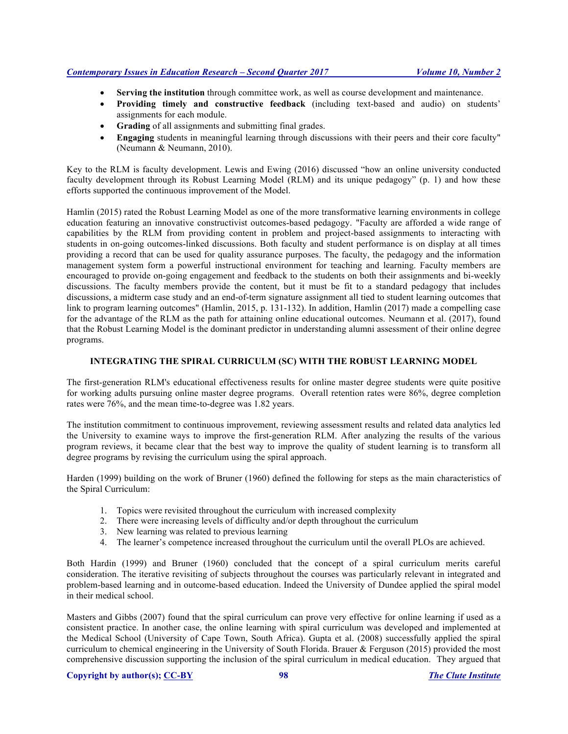- **Serving the institution** through committee work, as well as course development and maintenance.
- **Providing timely and constructive feedback** (including text-based and audio) on students' assignments for each module.
- **Grading** of all assignments and submitting final grades.
- **Engaging** students in meaningful learning through discussions with their peers and their core faculty" (Neumann & Neumann, 2010).

Key to the RLM is faculty development. Lewis and Ewing (2016) discussed "how an online university conducted faculty development through its Robust Learning Model (RLM) and its unique pedagogy" (p. 1) and how these efforts supported the continuous improvement of the Model.

Hamlin (2015) rated the Robust Learning Model as one of the more transformative learning environments in college education featuring an innovative constructivist outcomes-based pedagogy. "Faculty are afforded a wide range of capabilities by the RLM from providing content in problem and project-based assignments to interacting with students in on-going outcomes-linked discussions. Both faculty and student performance is on display at all times providing a record that can be used for quality assurance purposes. The faculty, the pedagogy and the information management system form a powerful instructional environment for teaching and learning. Faculty members are encouraged to provide on-going engagement and feedback to the students on both their assignments and bi-weekly discussions. The faculty members provide the content, but it must be fit to a standard pedagogy that includes discussions, a midterm case study and an end-of-term signature assignment all tied to student learning outcomes that link to program learning outcomes" (Hamlin, 2015, p. 131-132). In addition, Hamlin (2017) made a compelling case for the advantage of the RLM as the path for attaining online educational outcomes. Neumann et al. (2017), found that the Robust Learning Model is the dominant predictor in understanding alumni assessment of their online degree programs.

## INTEGRATING THE SPIRAL CURRICULM (SC) WITH THE ROBUST LEARNING MODEL

The first-generation RLM's educational effectiveness results for online master degree students were quite positive for working adults pursuing online master degree programs. Overall retention rates were 86%, degree completion rates were 76%, and the mean time-to-degree was 1.82 years.

The institution commitment to continuous improvement, reviewing assessment results and related data analytics led the University to examine ways to improve the first-generation RLM. After analyzing the results of the various program reviews, it became clear that the best way to improve the quality of student learning is to transform all degree programs by revising the curriculum using the spiral approach.

Harden (1999) building on the work of Bruner (1960) defined the following for steps as the main characteristics of the Spiral Curriculum:

1. Topics were revisited throughout the curriculum with increased complexity
2. There were increasing levels of difficulty and/or depth throughout the curriculum
3. New learning was related to previous learning
4. The learner's competence increased throughout the curriculum until the overall PLOs are achieved.

Both Hardin (1999) and Bruner (1960) concluded that the concept of a spiral curriculum merits careful consideration. The iterative revisiting of subjects throughout the courses was particularly relevant in integrated and problem-based learning and in outcome-based education. Indeed the University of Dundee applied the spiral model in their medical school.

Masters and Gibbs (2007) found that the spiral curriculum can prove very effective for online learning if used as a consistent practice. In another case, the online learning with spiral curriculum was developed and implemented at the Medical School (University of Cape Town, South Africa). Gupta et al. (2008) successfully applied the spiral curriculum to chemical engineering in the University of South Florida. Brauer & Ferguson (2015) provided the most comprehensive discussion supporting the inclusion of the spiral curriculum in medical education. They argued that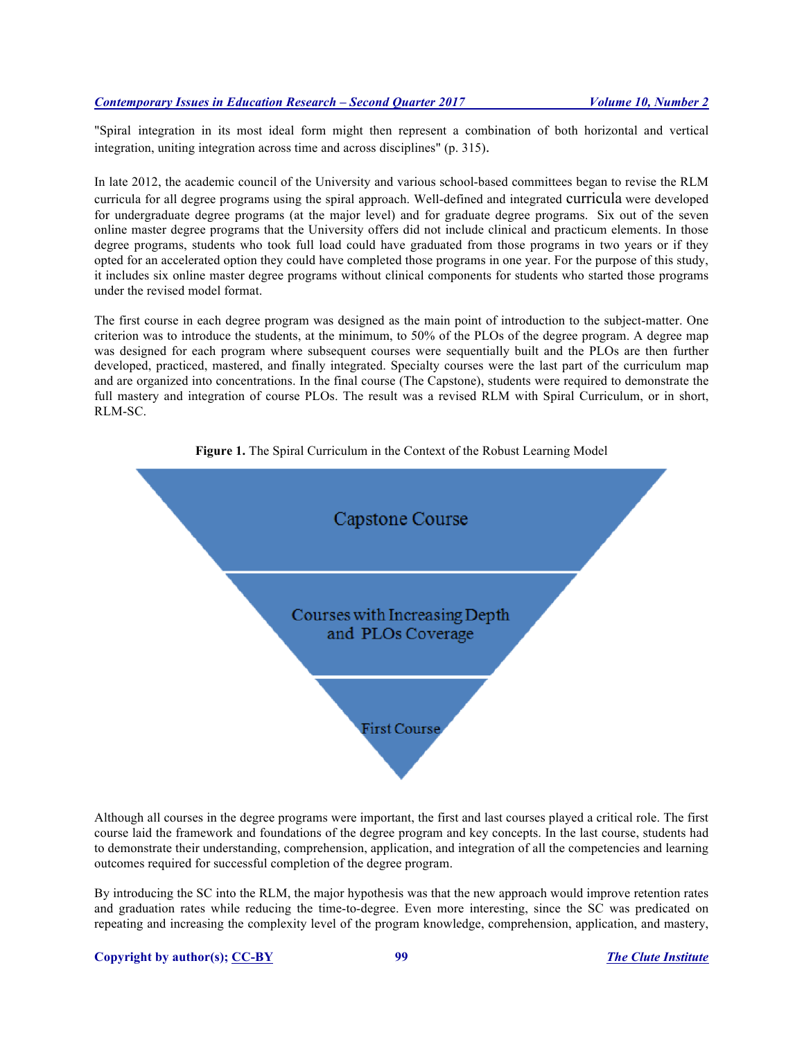"Spiral integration in its most ideal form might then represent a combination of both horizontal and vertical integration, uniting integration across time and across disciplines" (p. 315).

In late 2012, the academic council of the University and various school-based committees began to revise the RLM curricula for all degree programs using the spiral approach. Well-defined and integrated curricula were developed for undergraduate degree programs (at the major level) and for graduate degree programs. Six out of the seven online master degree programs that the University offers did not include clinical and practicum elements. In those degree programs, students who took full load could have graduated from those programs in two years or if they opted for an accelerated option they could have completed those programs in one year. For the purpose of this study, it includes six online master degree programs without clinical components for students who started those programs under the revised model format.

The first course in each degree program was designed as the main point of introduction to the subject-matter. One criterion was to introduce the students, at the minimum, to 50% of the PLOs of the degree program. A degree map was designed for each program where subsequent courses were sequentially built and the PLOs are then further developed, practiced, mastered, and finally integrated. Specialty courses were the last part of the curriculum map and are organized into concentrations. In the final course (The Capstone), students were required to demonstrate the full mastery and integration of course PLOs. The result was a revised RLM with Spiral Curriculum, or in short, RLM-SC.

**Figure 1.** The Spiral Curriculum in the Context of the Robust Learning Model

Capstone Course

Courses with Increasing Depth and PLOs Coverage

First Course

Although all courses in the degree programs were important, the first and last courses played a critical role. The first course laid the framework and foundations of the degree program and key concepts. In the last course, students had to demonstrate their understanding, comprehension, application, and integration of all the competencies and learning outcomes required for successful completion of the degree program.

By introducing the SC into the RLM, the major hypothesis was that the new approach would improve retention rates and graduation rates while reducing the time-to-degree. Even more interesting, since the SC was predicated on repeating and increasing the complexity level of the program knowledge, comprehension, application, and mastery,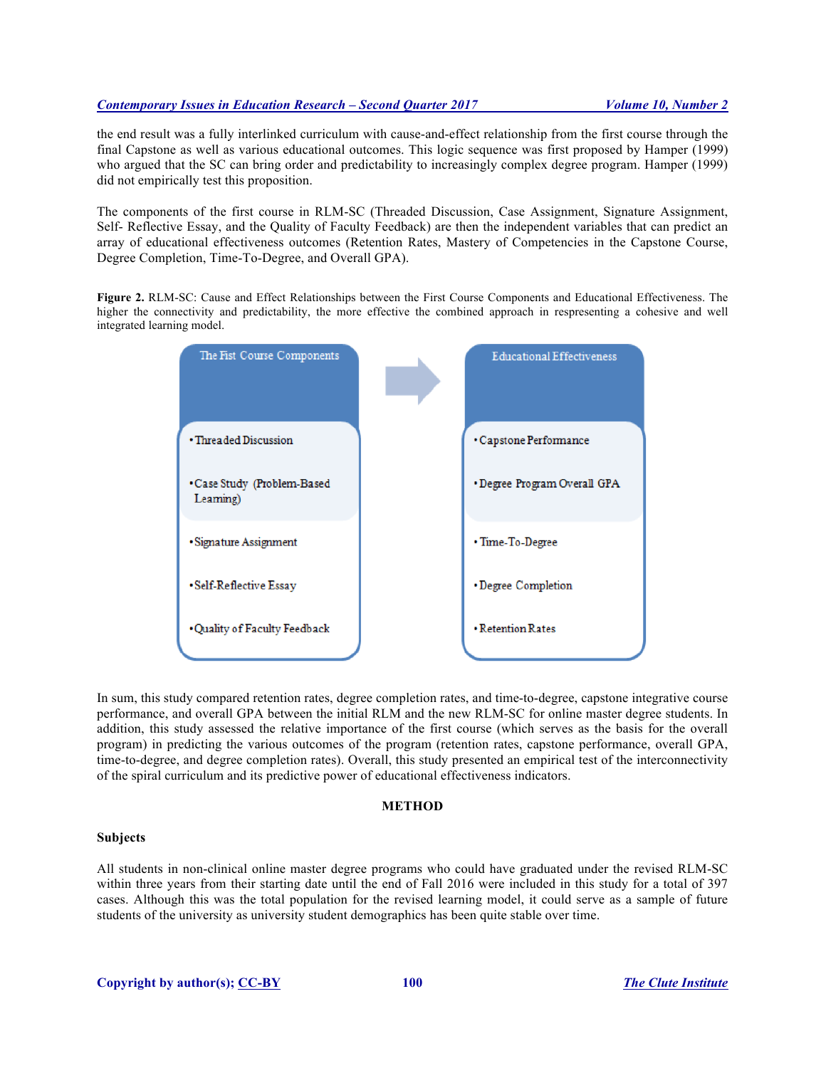the end result was a fully interlinked curriculum with cause-and-effect relationship from the first course through the final Capstone as well as various educational outcomes. This logic sequence was first proposed by Hamper (1999) who argued that the SC can bring order and predictability to increasingly complex degree program. Hamper (1999) did not empirically test this proposition.

The components of the first course in RLM-SC (Threaded Discussion, Case Assignment, Signature Assignment, Self- Reflective Essay, and the Quality of Faculty Feedback) are then the independent variables that can predict an array of educational effectiveness outcomes (Retention Rates, Mastery of Competencies in the Capstone Course, Degree Completion, Time-To-Degree, and Overall GPA).

**Figure 2.** RLM-SC: Cause and Effect Relationships between the First Course Components and Educational Effectiveness. The higher the connectivity and predictability, the more effective the combined approach in respresenting a cohesive and well integrated learning model.

| The Fist Course Components | → | Educational Effectiveness |
|---|---|---|
| • Threaded Discussion | | • Capstone Performance |
| • Case Study (Problem-Based Learning) | | • Degree Program Overall GPA |
| • Signature Assignment | | • Time-To-Degree |
| • Self-Reflective Essay | | • Degree Completion |
| • Quality of Faculty Feedback | | • Retention Rates |

In sum, this study compared retention rates, degree completion rates, and time-to-degree, capstone integrative course performance, and overall GPA between the initial RLM and the new RLM-SC for online master degree students. In addition, this study assessed the relative importance of the first course (which serves as the basis for the overall program) in predicting the various outcomes of the program (retention rates, capstone performance, overall GPA, time-to-degree, and degree completion rates). Overall, this study presented an empirical test of the interconnectivity of the spiral curriculum and its predictive power of educational effectiveness indicators.

## METHOD

### Subjects

All students in non-clinical online master degree programs who could have graduated under the revised RLM-SC within three years from their starting date until the end of Fall 2016 were included in this study for a total of 397 cases. Although this was the total population for the revised learning model, it could serve as a sample of future students of the university as university student demographics has been quite stable over time.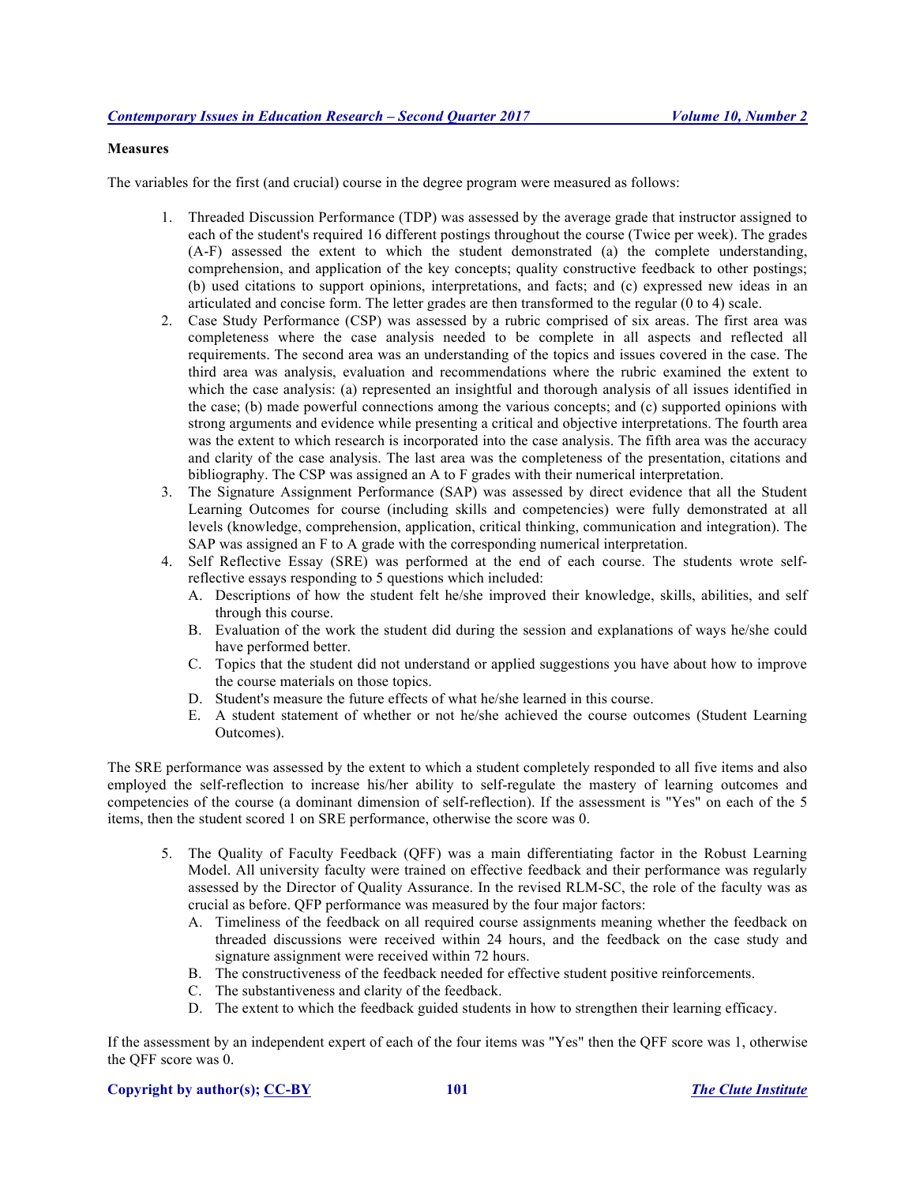**Measures**

The variables for the first (and crucial) course in the degree program were measured as follows:

1. Threaded Discussion Performance (TDP) was assessed by the average grade that instructor assigned to each of the student's required 16 different postings throughout the course (Twice per week). The grades (A-F) assessed the extent to which the student demonstrated (a) the complete understanding, comprehension, and application of the key concepts; quality constructive feedback to other postings; (b) used citations to support opinions, interpretations, and facts; and (c) expressed new ideas in an articulated and concise form. The letter grades are then transformed to the regular (0 to 4) scale.
2. Case Study Performance (CSP) was assessed by a rubric comprised of six areas. The first area was completeness where the case analysis needed to be complete in all aspects and reflected all requirements. The second area was an understanding of the topics and issues covered in the case. The third area was analysis, evaluation and recommendations where the rubric examined the extent to which the case analysis: (a) represented an insightful and thorough analysis of all issues identified in the case; (b) made powerful connections among the various concepts; and (c) supported opinions with strong arguments and evidence while presenting a critical and objective interpretations. The fourth area was the extent to which research is incorporated into the case analysis. The fifth area was the accuracy and clarity of the case analysis. The last area was the completeness of the presentation, citations and bibliography. The CSP was assigned an A to F grades with their numerical interpretation.
3. The Signature Assignment Performance (SAP) was assessed by direct evidence that all the Student Learning Outcomes for course (including skills and competencies) were fully demonstrated at all levels (knowledge, comprehension, application, critical thinking, communication and integration). The SAP was assigned an F to A grade with the corresponding numerical interpretation.
4. Self Reflective Essay (SRE) was performed at the end of each course. The students wrote self-reflective essays responding to 5 questions which included:
   A. Descriptions of how the student felt he/she improved their knowledge, skills, abilities, and self through this course.
   B. Evaluation of the work the student did during the session and explanations of ways he/she could have performed better.
   C. Topics that the student did not understand or applied suggestions you have about how to improve the course materials on those topics.
   D. Student's measure the future effects of what he/she learned in this course.
   E. A student statement of whether or not he/she achieved the course outcomes (Student Learning Outcomes).

The SRE performance was assessed by the extent to which a student completely responded to all five items and also employed the self-reflection to increase his/her ability to self-regulate the mastery of learning outcomes and competencies of the course (a dominant dimension of self-reflection). If the assessment is "Yes" on each of the 5 items, then the student scored 1 on SRE performance, otherwise the score was 0.

5. The Quality of Faculty Feedback (QFF) was a main differentiating factor in the Robust Learning Model. All university faculty were trained on effective feedback and their performance was regularly assessed by the Director of Quality Assurance. In the revised RLM-SC, the role of the faculty was as crucial as before. QFP performance was measured by the four major factors:
   A. Timeliness of the feedback on all required course assignments meaning whether the feedback on threaded discussions were received within 24 hours, and the feedback on the case study and signature assignment were received within 72 hours.
   B. The constructiveness of the feedback needed for effective student positive reinforcements.
   C. The substantiveness and clarity of the feedback.
   D. The extent to which the feedback guided students in how to strengthen their learning efficacy.

If the assessment by an independent expert of each of the four items was "Yes" then the QFF score was 1, otherwise the QFF score was 0.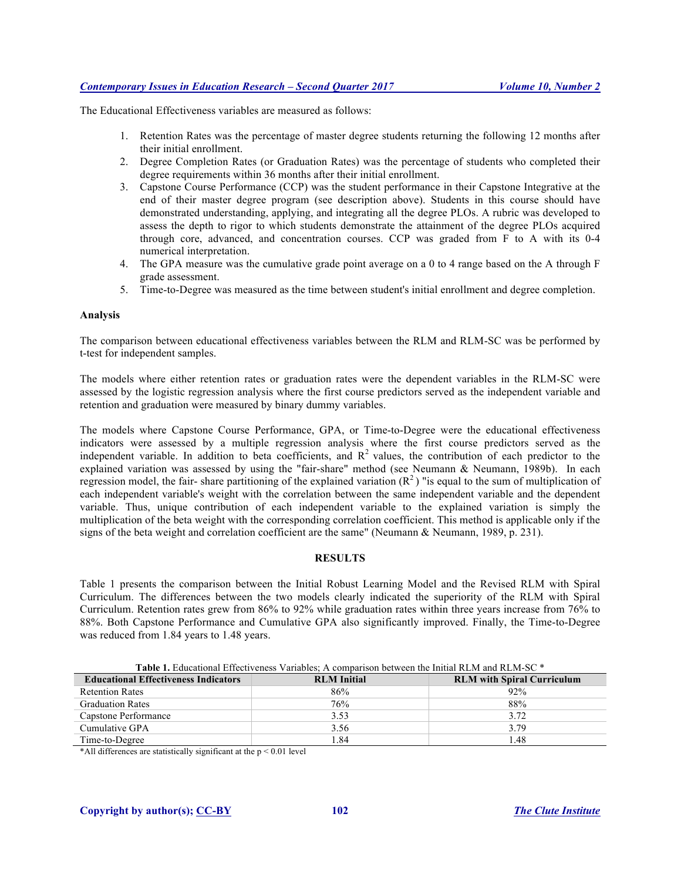The Educational Effectiveness variables are measured as follows:

1. Retention Rates was the percentage of master degree students returning the following 12 months after their initial enrollment.
2. Degree Completion Rates (or Graduation Rates) was the percentage of students who completed their degree requirements within 36 months after their initial enrollment.
3. Capstone Course Performance (CCP) was the student performance in their Capstone Integrative at the end of their master degree program (see description above). Students in this course should have demonstrated understanding, applying, and integrating all the degree PLOs. A rubric was developed to assess the depth to rigor to which students demonstrate the attainment of the degree PLOs acquired through core, advanced, and concentration courses. CCP was graded from F to A with its 0-4 numerical interpretation.
4. The GPA measure was the cumulative grade point average on a 0 to 4 range based on the A through F grade assessment.
5. Time-to-Degree was measured as the time between student's initial enrollment and degree completion.

**Analysis**

The comparison between educational effectiveness variables between the RLM and RLM-SC was be performed by t-test for independent samples.

The models where either retention rates or graduation rates were the dependent variables in the RLM-SC were assessed by the logistic regression analysis where the first course predictors served as the independent variable and retention and graduation were measured by binary dummy variables.

The models where Capstone Course Performance, GPA, or Time-to-Degree were the educational effectiveness indicators were assessed by a multiple regression analysis where the first course predictors served as the independent variable. In addition to beta coefficients, and $R^2$ values, the contribution of each predictor to the explained variation was assessed by using the "fair-share" method (see Neumann & Neumann, 1989b). In each regression model, the fair- share partitioning of the explained variation ($R^2$) "is equal to the sum of multiplication of each independent variable's weight with the correlation between the same independent variable and the dependent variable. Thus, unique contribution of each independent variable to the explained variation is simply the multiplication of the beta weight with the corresponding correlation coefficient. This method is applicable only if the signs of the beta weight and correlation coefficient are the same" (Neumann & Neumann, 1989, p. 231).

## RESULTS

Table 1 presents the comparison between the Initial Robust Learning Model and the Revised RLM with Spiral Curriculum. The differences between the two models clearly indicated the superiority of the RLM with Spiral Curriculum. Retention rates grew from 86% to 92% while graduation rates within three years increase from 76% to 88%. Both Capstone Performance and Cumulative GPA also significantly improved. Finally, the Time-to-Degree was reduced from 1.84 years to 1.48 years.

**Table 1.** Educational Effectiveness Variables; A comparison between the Initial RLM and RLM-SC *

| Educational Effectiveness Indicators | RLM Initial | RLM with Spiral Curriculum |
|---|---|---|
| Retention Rates | 86% | 92% |
| Graduation Rates | 76% | 88% |
| Capstone Performance | 3.53 | 3.72 |
| Cumulative GPA | 3.56 | 3.79 |
| Time-to-Degree | 1.84 | 1.48 |

*All differences are statistically significant at the $p < 0.01$ level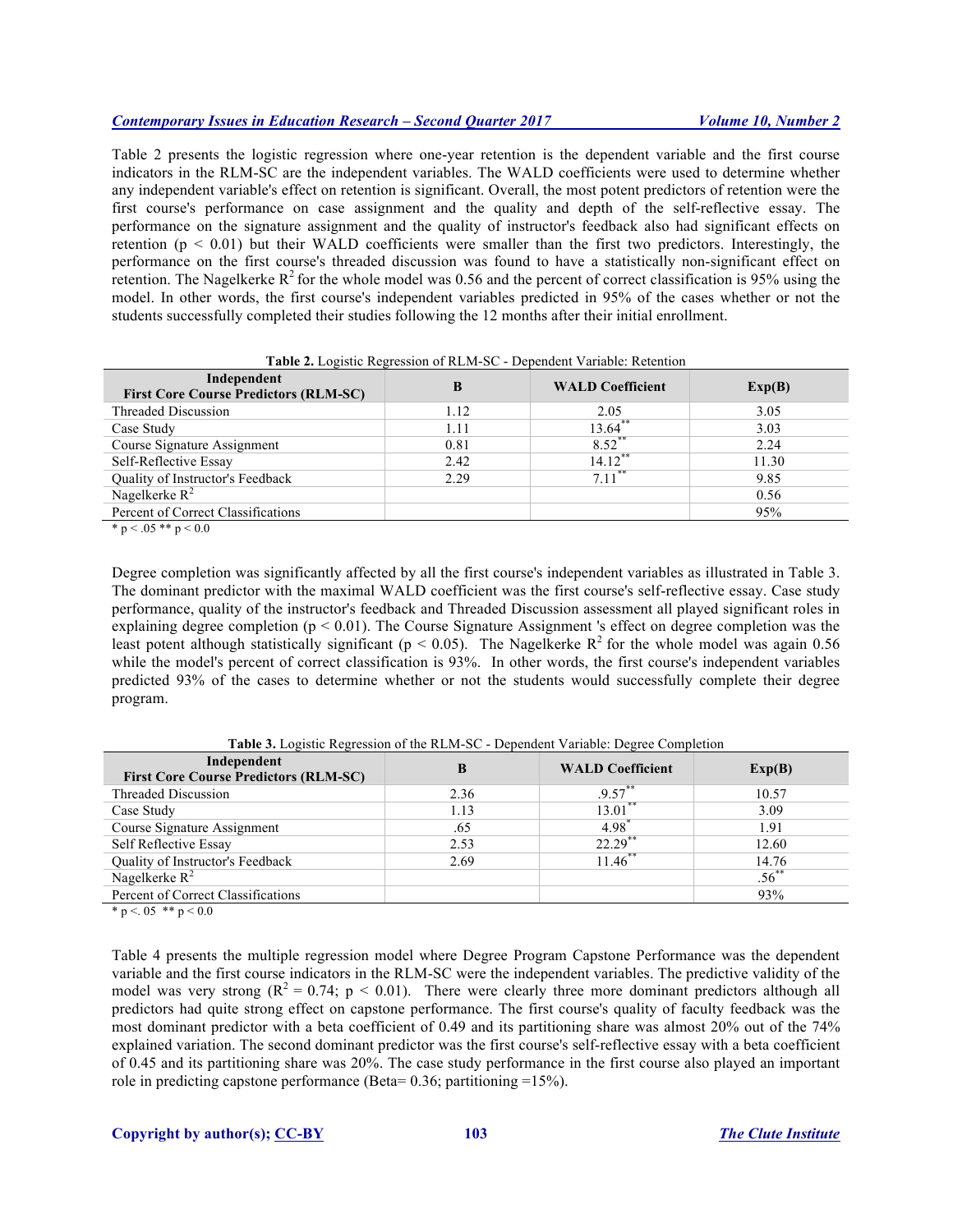Table 2 presents the logistic regression where one-year retention is the dependent variable and the first course indicators in the RLM-SC are the independent variables. The WALD coefficients were used to determine whether any independent variable's effect on retention is significant. Overall, the most potent predictors of retention were the first course's performance on case assignment and the quality and depth of the self-reflective essay. The performance on the signature assignment and the quality of instructor's feedback also had significant effects on retention ($p < 0.01$) but their WALD coefficients were smaller than the first two predictors. Interestingly, the performance on the first course's threaded discussion was found to have a statistically non-significant effect on retention. The Nagelkerke $R^2$ for the whole model was 0.56 and the percent of correct classification is 95% using the model. In other words, the first course's independent variables predicted in 95% of the cases whether or not the students successfully completed their studies following the 12 months after their initial enrollment.

**Table 2.** Logistic Regression of RLM-SC - Dependent Variable: Retention

| Independent First Core Course Predictors (RLM-SC) | B | WALD Coefficient | Exp(B) |
|---|---|---|---|
| Threaded Discussion | 1.12 | 2.05 | 3.05 |
| Case Study | 1.11 | 13.64** | 3.03 |
| Course Signature Assignment | 0.81 | 8.52** | 2.24 |
| Self-Reflective Essay | 2.42 | 14.12** | 11.30 |
| Quality of Instructor's Feedback | 2.29 | 7.11** | 9.85 |
| Nagelkerke $R^2$ | | | 0.56 |
| Percent of Correct Classifications | | | 95% |

* p < .05 ** p < 0.0

Degree completion was significantly affected by all the first course's independent variables as illustrated in Table 3. The dominant predictor with the maximal WALD coefficient was the first course's self-reflective essay. Case study performance, quality of the instructor's feedback and Threaded Discussion assessment all played significant roles in explaining degree completion ($p < 0.01$). The Course Signature Assignment 's effect on degree completion was the least potent although statistically significant ($p < 0.05$). The Nagelkerke $R^2$ for the whole model was again 0.56 while the model's percent of correct classification is 93%. In other words, the first course's independent variables predicted 93% of the cases to determine whether or not the students would successfully complete their degree program.

**Table 3.** Logistic Regression of the RLM-SC - Dependent Variable: Degree Completion

| Independent First Core Course Predictors (RLM-SC) | B | WALD Coefficient | Exp(B) |
|---|---|---|---|
| Threaded Discussion | 2.36 | .9.57** | 10.57 |
| Case Study | 1.13 | 13.01** | 3.09 |
| Course Signature Assignment | .65 | 4.98* | 1.91 |
| Self Reflective Essay | 2.53 | 22.29** | 12.60 |
| Quality of Instructor's Feedback | 2.69 | 11.46** | 14.76 |
| Nagelkerke $R^2$ | | | .56** |
| Percent of Correct Classifications | | | 93% |

* p <. 05 ** p < 0.0

Table 4 presents the multiple regression model where Degree Program Capstone Performance was the dependent variable and the first course indicators in the RLM-SC were the independent variables. The predictive validity of the model was very strong ($R^2 = 0.74$; $p < 0.01$). There were clearly three more dominant predictors although all predictors had quite strong effect on capstone performance. The first course's quality of faculty feedback was the most dominant predictor with a beta coefficient of 0.49 and its partitioning share was almost 20% out of the 74% explained variation. The second dominant predictor was the first course's self-reflective essay with a beta coefficient of 0.45 and its partitioning share was 20%. The case study performance in the first course also played an important role in predicting capstone performance (Beta= 0.36; partitioning =15%).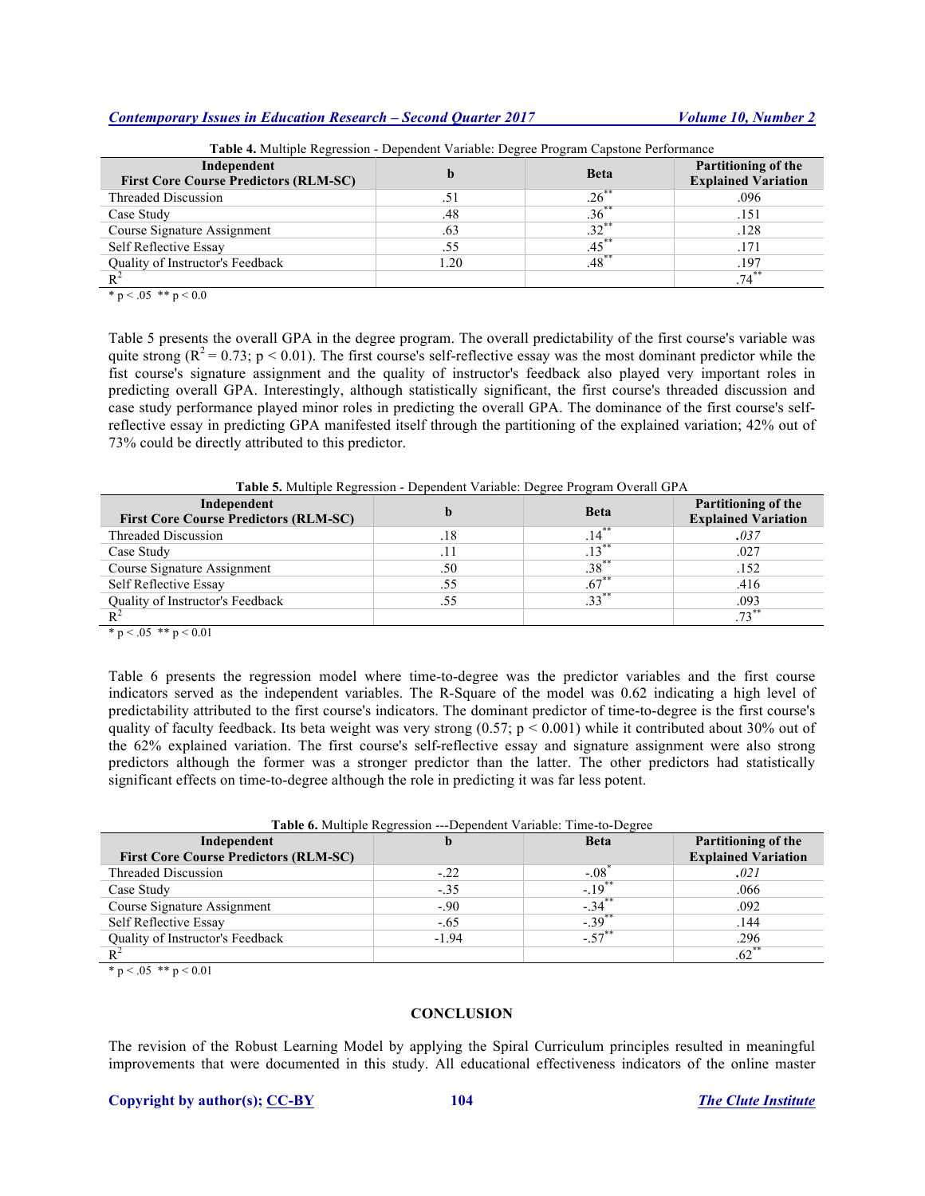**Table 4.** Multiple Regression - Dependent Variable: Degree Program Capstone Performance

| Independent First Core Course Predictors (RLM-SC) | b | Beta | Partitioning of the Explained Variation |
|---|---|---|---|
| Threaded Discussion | .51 | $.26^{**}$ | .096 |
| Case Study | .48 | $.36^{**}$ | .151 |
| Course Signature Assignment | .63 | $.32^{**}$ | .128 |
| Self Reflective Essay | .55 | $.45^{**}$ | .171 |
| Quality of Instructor's Feedback | 1.20 | $.48^{**}$ | .197 |
| $R^2$ | | | $.74^{**}$ |

\* $p < .05$ \*\* $p < 0.0$

Table 5 presents the overall GPA in the degree program. The overall predictability of the first course's variable was quite strong ($R^2 = 0.73$; $p < 0.01$). The first course's self-reflective essay was the most dominant predictor while the fist course's signature assignment and the quality of instructor's feedback also played very important roles in predicting overall GPA. Interestingly, although statistically significant, the first course's threaded discussion and case study performance played minor roles in predicting the overall GPA. The dominance of the first course's self-reflective essay in predicting GPA manifested itself through the partitioning of the explained variation; 42% out of 73% could be directly attributed to this predictor.

**Table 5.** Multiple Regression - Dependent Variable: Degree Program Overall GPA

| Independent First Core Course Predictors (RLM-SC) | b | Beta | Partitioning of the Explained Variation |
|---|---|---|---|
| Threaded Discussion | .18 | $.14^{**}$ | ***.037*** |
| Case Study | .11 | $.13^{**}$ | .027 |
| Course Signature Assignment | .50 | $.38^{**}$ | .152 |
| Self Reflective Essay | .55 | $.67^{**}$ | .416 |
| Quality of Instructor's Feedback | .55 | $.33^{**}$ | .093 |
| $R^2$ | | | $.73^{**}$ |

\* $p < .05$ \*\* $p < 0.01$

Table 6 presents the regression model where time-to-degree was the predictor variables and the first course indicators served as the independent variables. The R-Square of the model was 0.62 indicating a high level of predictability attributed to the first course's indicators. The dominant predictor of time-to-degree is the first course's quality of faculty feedback. Its beta weight was very strong (0.57; $p < 0.001$) while it contributed about 30% out of the 62% explained variation. The first course's self-reflective essay and signature assignment were also strong predictors although the former was a stronger predictor than the latter. The other predictors had statistically significant effects on time-to-degree although the role in predicting it was far less potent.

**Table 6.** Multiple Regression ---Dependent Variable: Time-to-Degree

| Independent First Core Course Predictors (RLM-SC) | b | Beta | Partitioning of the Explained Variation |
|---|---|---|---|
| Threaded Discussion | -.22 | $-.08^{*}$ | ***.021*** |
| Case Study | -.35 | $-.19^{**}$ | .066 |
| Course Signature Assignment | -.90 | $-.34^{**}$ | .092 |
| Self Reflective Essay | -.65 | $-.39^{**}$ | .144 |
| Quality of Instructor's Feedback | -1.94 | $-.57^{**}$ | .296 |
| $R^2$ | | | $.62^{**}$ |

\* $p < .05$ \*\* $p < 0.01$

## CONCLUSION

The revision of the Robust Learning Model by applying the Spiral Curriculum principles resulted in meaningful improvements that were documented in this study. All educational effectiveness indicators of the online master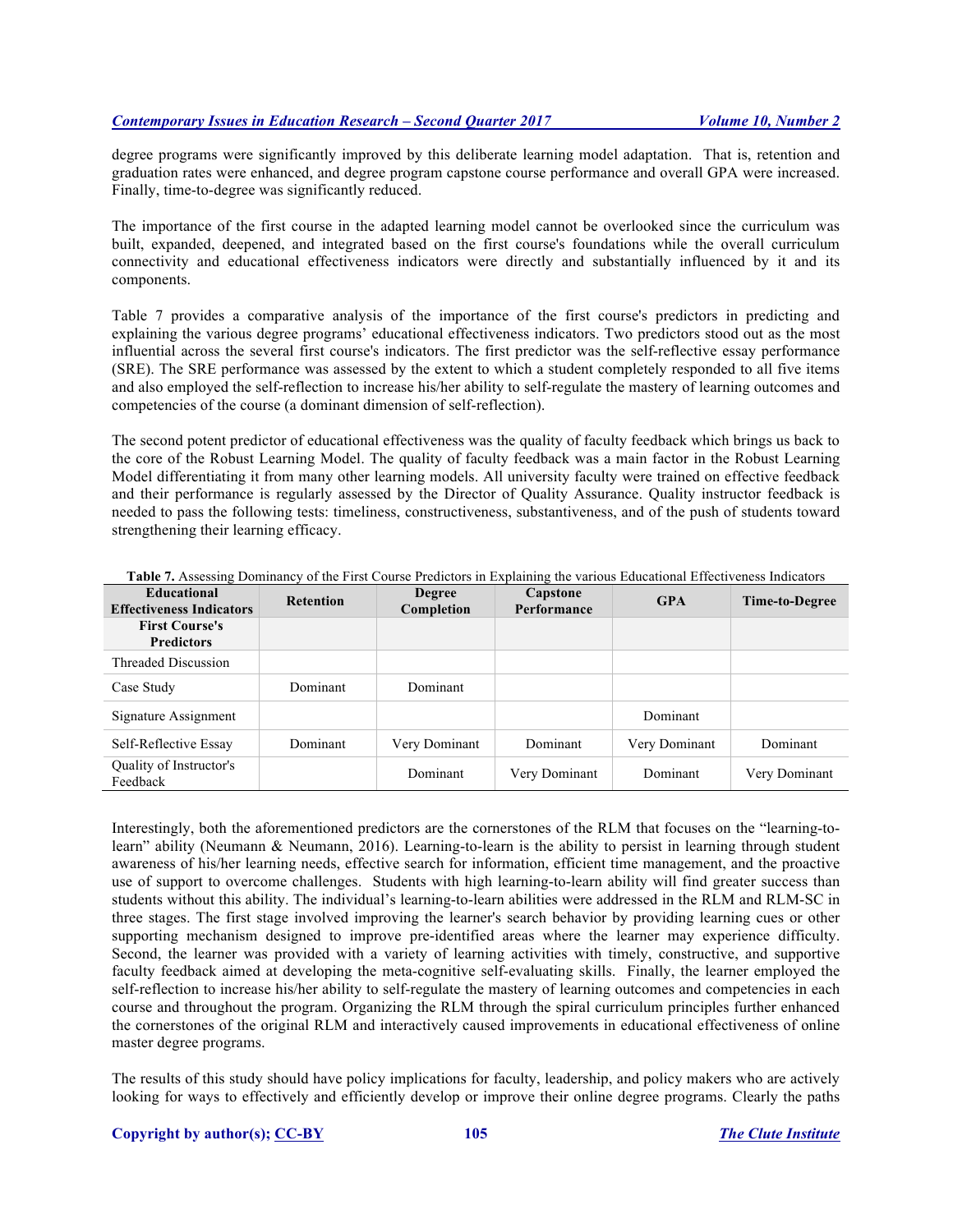degree programs were significantly improved by this deliberate learning model adaptation. That is, retention and graduation rates were enhanced, and degree program capstone course performance and overall GPA were increased. Finally, time-to-degree was significantly reduced.

The importance of the first course in the adapted learning model cannot be overlooked since the curriculum was built, expanded, deepened, and integrated based on the first course's foundations while the overall curriculum connectivity and educational effectiveness indicators were directly and substantially influenced by it and its components.

Table 7 provides a comparative analysis of the importance of the first course's predictors in predicting and explaining the various degree programs' educational effectiveness indicators. Two predictors stood out as the most influential across the several first course's indicators. The first predictor was the self-reflective essay performance (SRE). The SRE performance was assessed by the extent to which a student completely responded to all five items and also employed the self-reflection to increase his/her ability to self-regulate the mastery of learning outcomes and competencies of the course (a dominant dimension of self-reflection).

The second potent predictor of educational effectiveness was the quality of faculty feedback which brings us back to the core of the Robust Learning Model. The quality of faculty feedback was a main factor in the Robust Learning Model differentiating it from many other learning models. All university faculty were trained on effective feedback and their performance is regularly assessed by the Director of Quality Assurance. Quality instructor feedback is needed to pass the following tests: timeliness, constructiveness, substantiveness, and of the push of students toward strengthening their learning efficacy.

**Table 7.** Assessing Dominancy of the First Course Predictors in Explaining the various Educational Effectiveness Indicators

| Educational Effectiveness Indicators | Retention | Degree Completion | Capstone Performance | GPA | Time-to-Degree |
|---|---|---|---|---|---|
| **First Course's Predictors** | | | | | |
| Threaded Discussion | | | | | |
| Case Study | Dominant | Dominant | | | |
| Signature Assignment | | | | Dominant | |
| Self-Reflective Essay | Dominant | Very Dominant | Dominant | Very Dominant | Dominant |
| Quality of Instructor's Feedback | | Dominant | Very Dominant | Dominant | Very Dominant |

Interestingly, both the aforementioned predictors are the cornerstones of the RLM that focuses on the "learning-to-learn" ability (Neumann & Neumann, 2016). Learning-to-learn is the ability to persist in learning through student awareness of his/her learning needs, effective search for information, efficient time management, and the proactive use of support to overcome challenges. Students with high learning-to-learn ability will find greater success than students without this ability. The individual's learning-to-learn abilities were addressed in the RLM and RLM-SC in three stages. The first stage involved improving the learner's search behavior by providing learning cues or other supporting mechanism designed to improve pre-identified areas where the learner may experience difficulty. Second, the learner was provided with a variety of learning activities with timely, constructive, and supportive faculty feedback aimed at developing the meta-cognitive self-evaluating skills. Finally, the learner employed the self-reflection to increase his/her ability to self-regulate the mastery of learning outcomes and competencies in each course and throughout the program. Organizing the RLM through the spiral curriculum principles further enhanced the cornerstones of the original RLM and interactively caused improvements in educational effectiveness of online master degree programs.

The results of this study should have policy implications for faculty, leadership, and policy makers who are actively looking for ways to effectively and efficiently develop or improve their online degree programs. Clearly the paths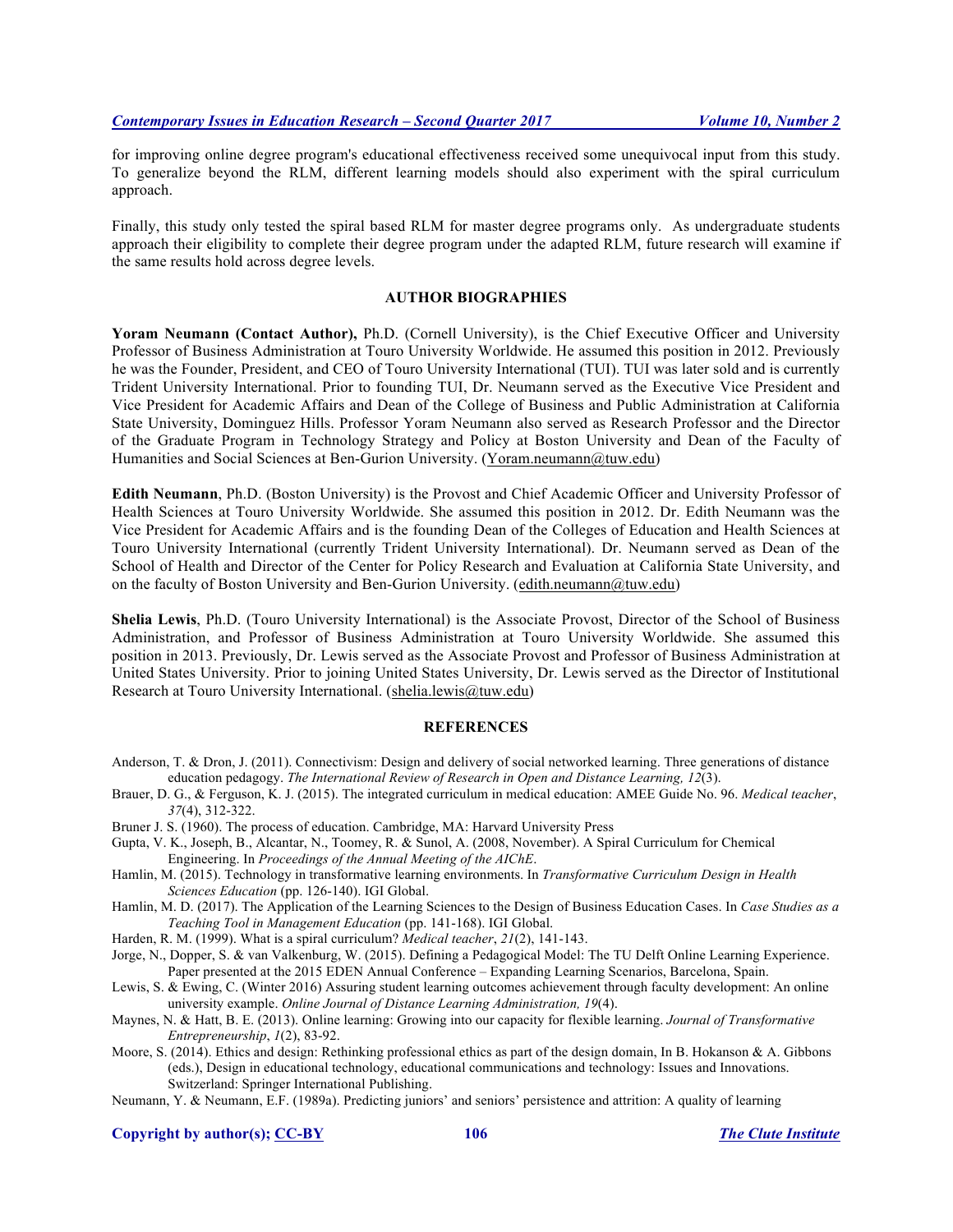for improving online degree program's educational effectiveness received some unequivocal input from this study. To generalize beyond the RLM, different learning models should also experiment with the spiral curriculum approach.

Finally, this study only tested the spiral based RLM for master degree programs only. As undergraduate students approach their eligibility to complete their degree program under the adapted RLM, future research will examine if the same results hold across degree levels.

## AUTHOR BIOGRAPHIES

**Yoram Neumann (Contact Author),** Ph.D. (Cornell University), is the Chief Executive Officer and University Professor of Business Administration at Touro University Worldwide. He assumed this position in 2012. Previously he was the Founder, President, and CEO of Touro University International (TUI). TUI was later sold and is currently Trident University International. Prior to founding TUI, Dr. Neumann served as the Executive Vice President and Vice President for Academic Affairs and Dean of the College of Business and Public Administration at California State University, Dominguez Hills. Professor Yoram Neumann also served as Research Professor and the Director of the Graduate Program in Technology Strategy and Policy at Boston University and Dean of the Faculty of Humanities and Social Sciences at Ben-Gurion University. (Yoram.neumann@tuw.edu)

**Edith Neumann**, Ph.D. (Boston University) is the Provost and Chief Academic Officer and University Professor of Health Sciences at Touro University Worldwide. She assumed this position in 2012. Dr. Edith Neumann was the Vice President for Academic Affairs and is the founding Dean of the Colleges of Education and Health Sciences at Touro University International (currently Trident University International). Dr. Neumann served as Dean of the School of Health and Director of the Center for Policy Research and Evaluation at California State University, and on the faculty of Boston University and Ben-Gurion University. (edith.neumann@tuw.edu)

**Shelia Lewis**, Ph.D. (Touro University International) is the Associate Provost, Director of the School of Business Administration, and Professor of Business Administration at Touro University Worldwide. She assumed this position in 2013. Previously, Dr. Lewis served as the Associate Provost and Professor of Business Administration at United States University. Prior to joining United States University, Dr. Lewis served as the Director of Institutional Research at Touro University International. (shelia.lewis@tuw.edu)

## REFERENCES

Anderson, T. & Dron, J. (2011). Connectivism: Design and delivery of social networked learning. Three generations of distance education pedagogy. *The International Review of Research in Open and Distance Learning, 12*(3).

Brauer, D. G., & Ferguson, K. J. (2015). The integrated curriculum in medical education: AMEE Guide No. 96. *Medical teacher*, *37*(4), 312-322.

Bruner J. S. (1960). The process of education. Cambridge, MA: Harvard University Press

Gupta, V. K., Joseph, B., Alcantar, N., Toomey, R. & Sunol, A. (2008, November). A Spiral Curriculum for Chemical Engineering. In *Proceedings of the Annual Meeting of the AIChE*.

Hamlin, M. (2015). Technology in transformative learning environments. In *Transformative Curriculum Design in Health Sciences Education* (pp. 126-140). IGI Global.

Hamlin, M. D. (2017). The Application of the Learning Sciences to the Design of Business Education Cases. In *Case Studies as a Teaching Tool in Management Education* (pp. 141-168). IGI Global.

Harden, R. M. (1999). What is a spiral curriculum? *Medical teacher*, *21*(2), 141-143.

Jorge, N., Dopper, S. & van Valkenburg, W. (2015). Defining a Pedagogical Model: The TU Delft Online Learning Experience. Paper presented at the 2015 EDEN Annual Conference – Expanding Learning Scenarios, Barcelona, Spain.

Lewis, S. & Ewing, C. (Winter 2016) Assuring student learning outcomes achievement through faculty development: An online university example. *Online Journal of Distance Learning Administration, 19*(4).

Maynes, N. & Hatt, B. E. (2013). Online learning: Growing into our capacity for flexible learning. *Journal of Transformative Entrepreneurship*, *1*(2), 83-92.

Moore, S. (2014). Ethics and design: Rethinking professional ethics as part of the design domain, In B. Hokanson & A. Gibbons (eds.), Design in educational technology, educational communications and technology: Issues and Innovations. Switzerland: Springer International Publishing.

Neumann, Y. & Neumann, E.F. (1989a). Predicting juniors' and seniors' persistence and attrition: A quality of learning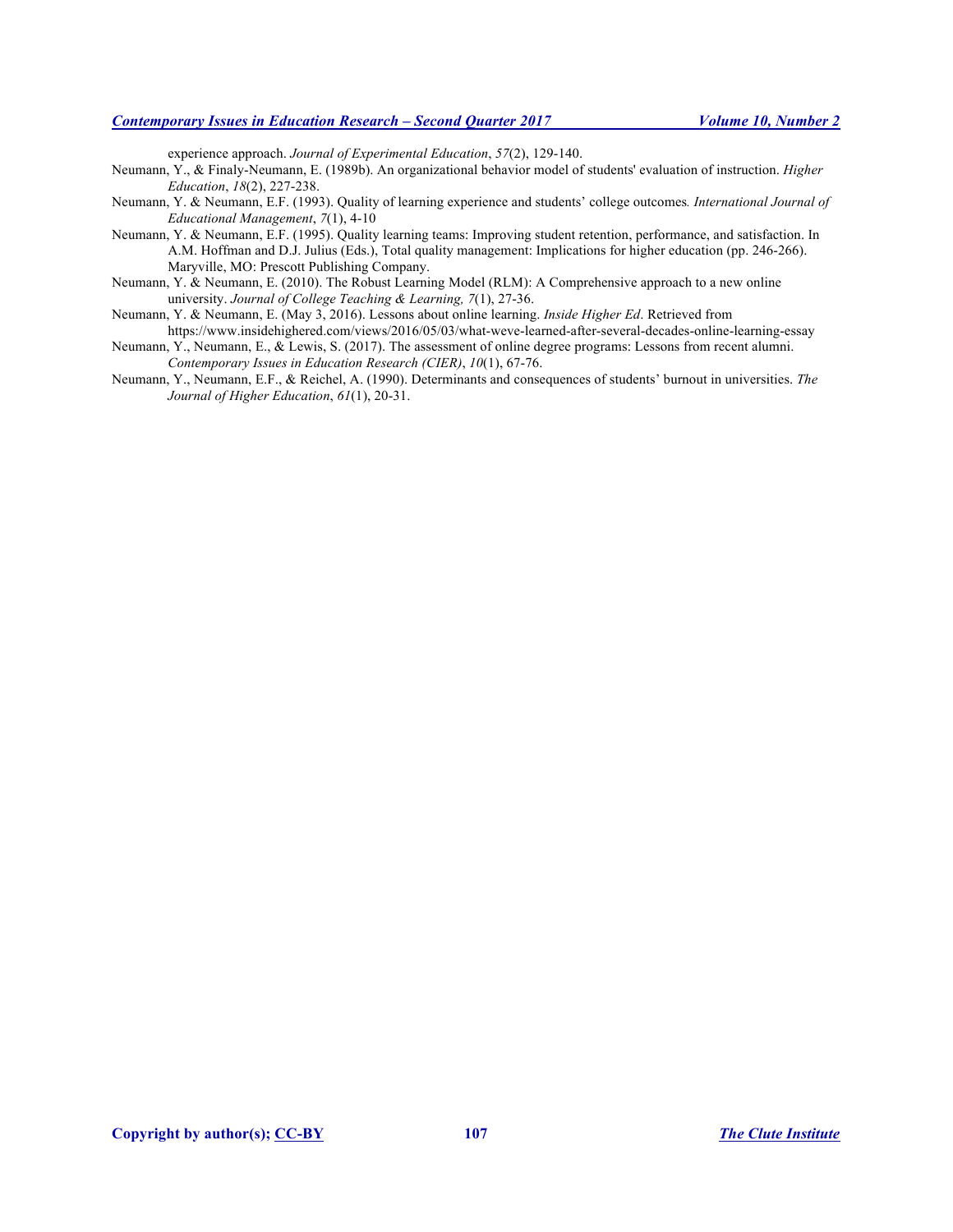experience approach. *Journal of Experimental Education*, *57*(2), 129-140.

Neumann, Y., & Finaly-Neumann, E. (1989b). An organizational behavior model of students' evaluation of instruction. *Higher Education*, *18*(2), 227-238.

Neumann, Y. & Neumann, E.F. (1993). Quality of learning experience and students' college outcomes*. International Journal of Educational Management*, *7*(1), 4-10

Neumann, Y. & Neumann, E.F. (1995). Quality learning teams: Improving student retention, performance, and satisfaction. In A.M. Hoffman and D.J. Julius (Eds.), Total quality management: Implications for higher education (pp. 246-266). Maryville, MO: Prescott Publishing Company.

Neumann, Y. & Neumann, E. (2010). The Robust Learning Model (RLM): A Comprehensive approach to a new online university. *Journal of College Teaching & Learning, 7*(1), 27-36.

Neumann, Y. & Neumann, E. (May 3, 2016). Lessons about online learning. *Inside Higher Ed*. Retrieved from https://www.insidehighered.com/views/2016/05/03/what-weve-learned-after-several-decades-online-learning-essay

Neumann, Y., Neumann, E., & Lewis, S. (2017). The assessment of online degree programs: Lessons from recent alumni. *Contemporary Issues in Education Research (CIER)*, *10*(1), 67-76.

Neumann, Y., Neumann, E.F., & Reichel, A. (1990). Determinants and consequences of students' burnout in universities. *The Journal of Higher Education*, *61*(1), 20-31.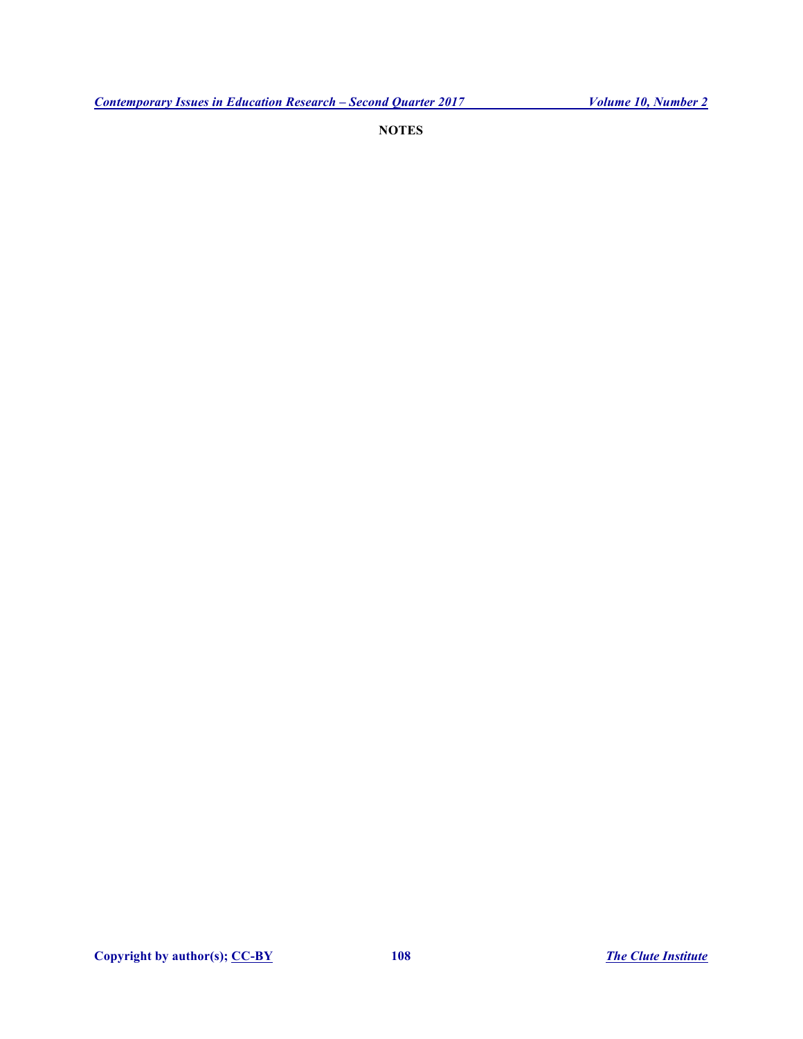**NOTES**